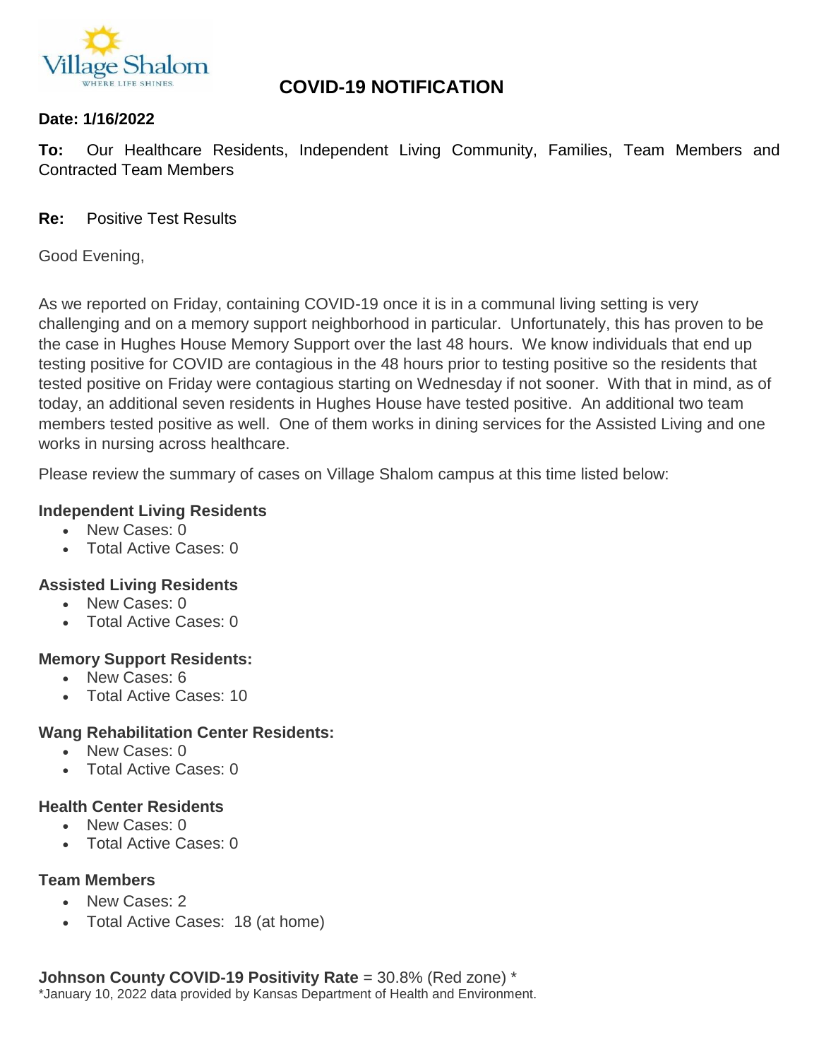# COVID-19 NOTIFICATION

**Date: 1/16/2022**

**To:** Our Healthcare Residents, Independent Living Community, Families, Team Members and Contracted Team Members

**Re:** Positive Test Results

Good Evening,

As we reported on Friday, containing COVID-19 once it is in a communal living setting is very challenging and on a memory support neighborhood in particular. Unfortunately, this has proven to be the case in Hughes House Memory Support over the last 48 hours. We know individuals that end up testing positive for COVID are contagious in the 48 hours prior to testing positive so the residents that tested positive on Friday were contagious starting on Wednesday if not sooner. With that in mind, as of today, an additional seven residents in Hughes House have tested positive. An additional two team members tested positive as well. One of them works in dining services for the Assisted Living and one works in nursing across healthcare.

Please review the summary of cases on Village Shalom campus at this time listed below:

**Independent Living Residents**

- New Cases: 0
- Total Active Cases: 0

**Assisted Living Residents**

- New Cases: 0
- Total Active Cases: 0

**Memory Support Residents:**

- New Cases: 6
- Total Active Cases: 10

**Wang Rehabilitation Center Residents:**

- New Cases: 0
- Total Active Cases: 0

**Health Center Residents**

- New Cases: 0
- Total Active Cases: 0

**Team Members**

- New Cases: 2
- Total Active Cases: 18 (at home)

**Johnson County COVID-19 Positivity Rate** = 30.8% (Red zone) *

*January 10, 2022 data provided by Kansas Department of Health and Environment.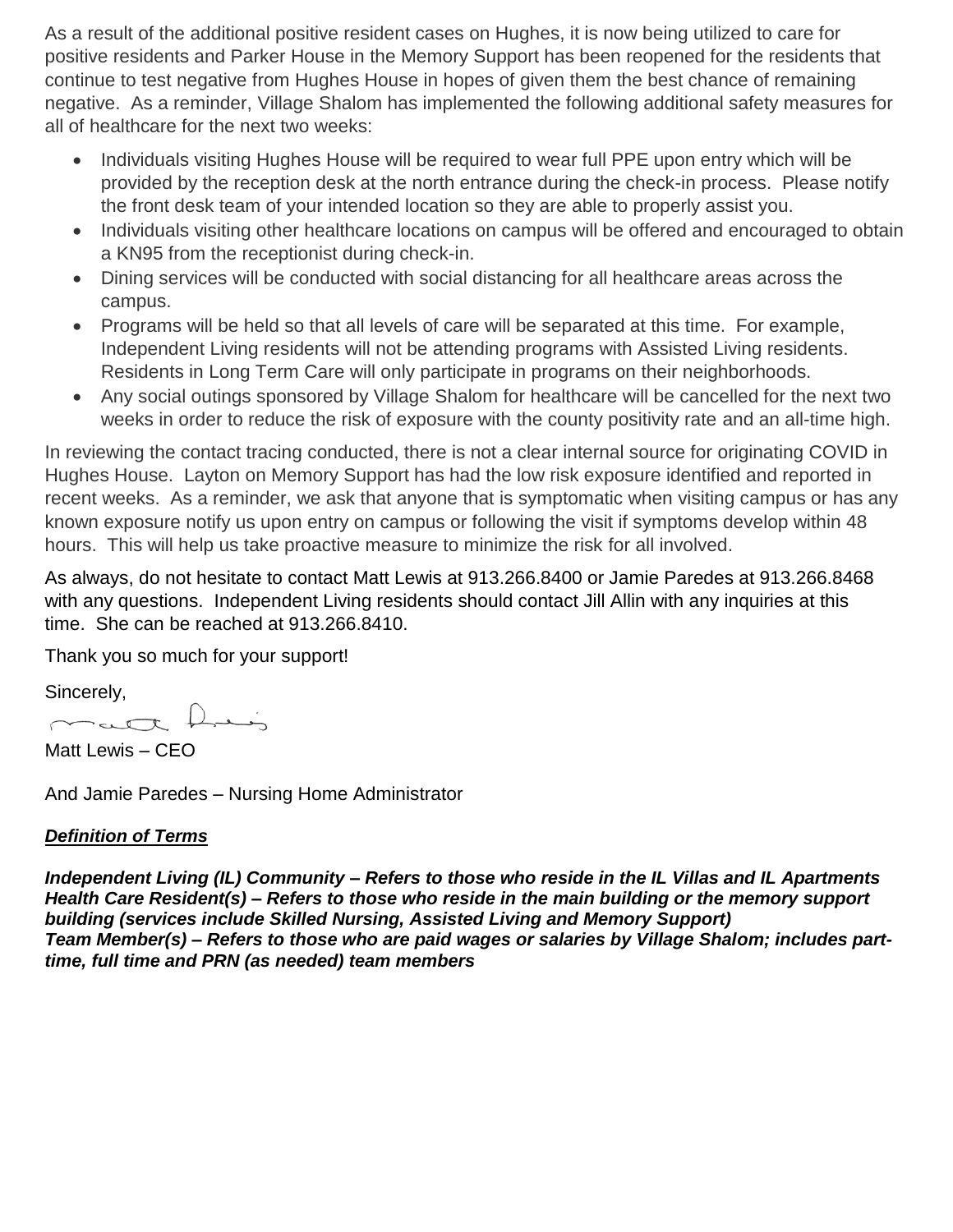As a result of the additional positive resident cases on Hughes, it is now being utilized to care for positive residents and Parker House in the Memory Support has been reopened for the residents that continue to test negative from Hughes House in hopes of given them the best chance of remaining negative. As a reminder, Village Shalom has implemented the following additional safety measures for all of healthcare for the next two weeks:

- Individuals visiting Hughes House will be required to wear full PPE upon entry which will be provided by the reception desk at the north entrance during the check-in process. Please notify the front desk team of your intended location so they are able to properly assist you.
- Individuals visiting other healthcare locations on campus will be offered and encouraged to obtain a KN95 from the receptionist during check-in.
- Dining services will be conducted with social distancing for all healthcare areas across the campus.
- Programs will be held so that all levels of care will be separated at this time. For example, Independent Living residents will not be attending programs with Assisted Living residents. Residents in Long Term Care will only participate in programs on their neighborhoods.
- Any social outings sponsored by Village Shalom for healthcare will be cancelled for the next two weeks in order to reduce the risk of exposure with the county positivity rate and an all-time high.

In reviewing the contact tracing conducted, there is not a clear internal source for originating COVID in Hughes House. Layton on Memory Support has had the low risk exposure identified and reported in recent weeks. As a reminder, we ask that anyone that is symptomatic when visiting campus or has any known exposure notify us upon entry on campus or following the visit if symptoms develop within 48 hours. This will help us take proactive measure to minimize the risk for all involved.

As always, do not hesitate to contact Matt Lewis at 913.266.8400 or Jamie Paredes at 913.266.8468 with any questions. Independent Living residents should contact Jill Allin with any inquiries at this time. She can be reached at 913.266.8410.

Thank you so much for your support!

Sincerely,

Matt Lewis – CEO

And Jamie Paredes – Nursing Home Administrator

***Definition of Terms***

***Independent Living (IL) Community – Refers to those who reside in the IL Villas and IL Apartments***
***Health Care Resident(s) – Refers to those who reside in the main building or the memory support building (services include Skilled Nursing, Assisted Living and Memory Support)***
***Team Member(s) – Refers to those who are paid wages or salaries by Village Shalom; includes part-time, full time and PRN (as needed) team members***